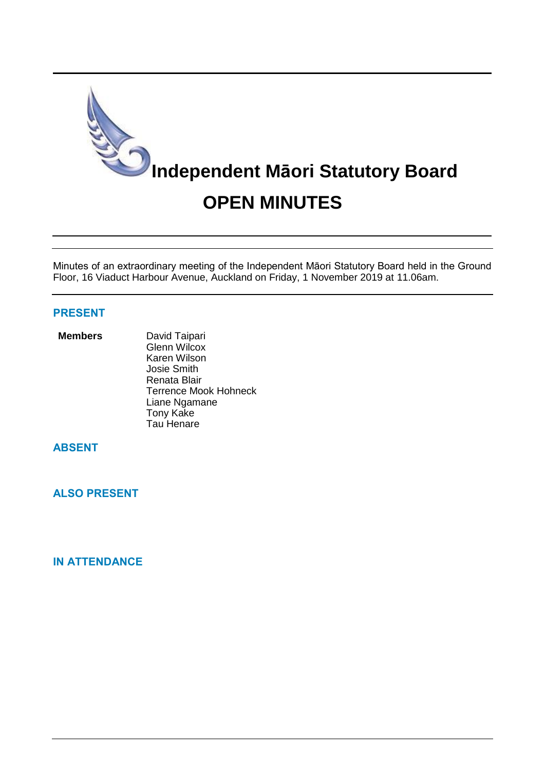# Independent Māori Statutory Board

# OPEN MINUTES

Minutes of an extraordinary meeting of the Independent Māori Statutory Board held in the Ground Floor, 16 Viaduct Harbour Avenue, Auckland on Friday, 1 November 2019 at 11.06am.

## PRESENT

| | |
|---|---|
| **Members** | David Taipari |
| | Glenn Wilcox |
| | Karen Wilson |
| | Josie Smith |
| | Renata Blair |
| | Terrence Mook Hohneck |
| | Liane Ngamane |
| | Tony Kake |
| | Tau Henare |

## ABSENT

## ALSO PRESENT

## IN ATTENDANCE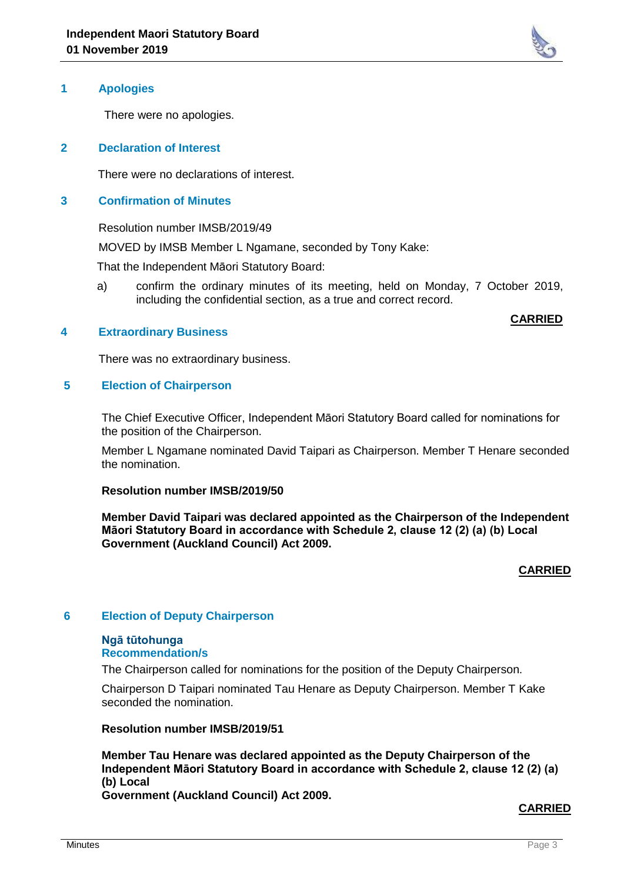## 1 Apologies

There were no apologies.

## 2 Declaration of Interest

There were no declarations of interest.

## 3 Confirmation of Minutes

Resolution number IMSB/2019/49

MOVED by IMSB Member L Ngamane, seconded by Tony Kake:

That the Independent Māori Statutory Board:

a) confirm the ordinary minutes of its meeting, held on Monday, 7 October 2019, including the confidential section, as a true and correct record.

**CARRIED**

## 4 Extraordinary Business

There was no extraordinary business.

## 5 Election of Chairperson

The Chief Executive Officer, Independent Māori Statutory Board called for nominations for the position of the Chairperson.

Member L Ngamane nominated David Taipari as Chairperson. Member T Henare seconded the nomination.

**Resolution number IMSB/2019/50**

**Member David Taipari was declared appointed as the Chairperson of the Independent Māori Statutory Board in accordance with Schedule 2, clause 12 (2) (a) (b) Local Government (Auckland Council) Act 2009.**

**CARRIED**

## 6 Election of Deputy Chairperson

### Ngā tūtohunga
### Recommendation/s

The Chairperson called for nominations for the position of the Deputy Chairperson.

Chairperson D Taipari nominated Tau Henare as Deputy Chairperson. Member T Kake seconded the nomination.

**Resolution number IMSB/2019/51**

**Member Tau Henare was declared appointed as the Deputy Chairperson of the Independent Māori Statutory Board in accordance with Schedule 2, clause 12 (2) (a) (b) Local Government (Auckland Council) Act 2009.**

**CARRIED**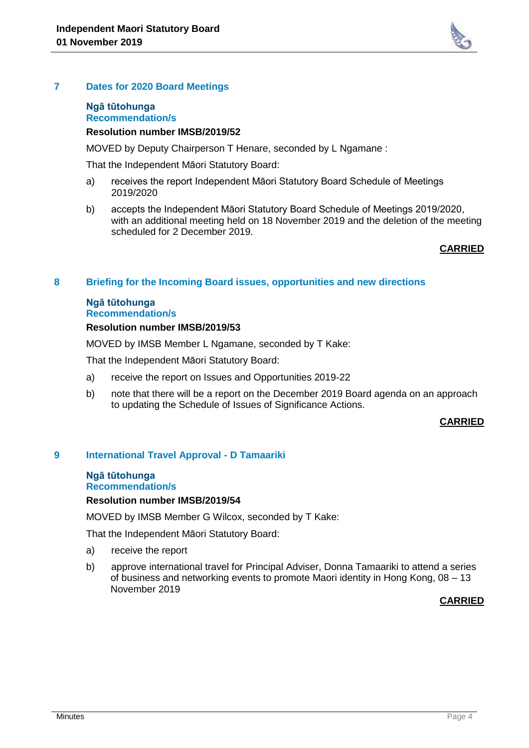## 7 Dates for 2020 Board Meetings

**Ngā tūtohunga**
**Recommendation/s**

**Resolution number IMSB/2019/52**

MOVED by Deputy Chairperson T Henare, seconded by L Ngamane :

That the Independent Māori Statutory Board:

a) receives the report Independent Māori Statutory Board Schedule of Meetings 2019/2020

b) accepts the Independent Māori Statutory Board Schedule of Meetings 2019/2020, with an additional meeting held on 18 November 2019 and the deletion of the meeting scheduled for 2 December 2019.

**CARRIED**

## 8 Briefing for the Incoming Board issues, opportunities and new directions

**Ngā tūtohunga**
**Recommendation/s**

**Resolution number IMSB/2019/53**

MOVED by IMSB Member L Ngamane, seconded by T Kake:

That the Independent Māori Statutory Board:

a) receive the report on Issues and Opportunities 2019-22

b) note that there will be a report on the December 2019 Board agenda on an approach to updating the Schedule of Issues of Significance Actions.

**CARRIED**

## 9 International Travel Approval - D Tamaariki

**Ngā tūtohunga**
**Recommendation/s**

**Resolution number IMSB/2019/54**

MOVED by IMSB Member G Wilcox, seconded by T Kake:

That the Independent Māori Statutory Board:

a) receive the report

b) approve international travel for Principal Adviser, Donna Tamaariki to attend a series of business and networking events to promote Maori identity in Hong Kong, 08 – 13 November 2019

**CARRIED**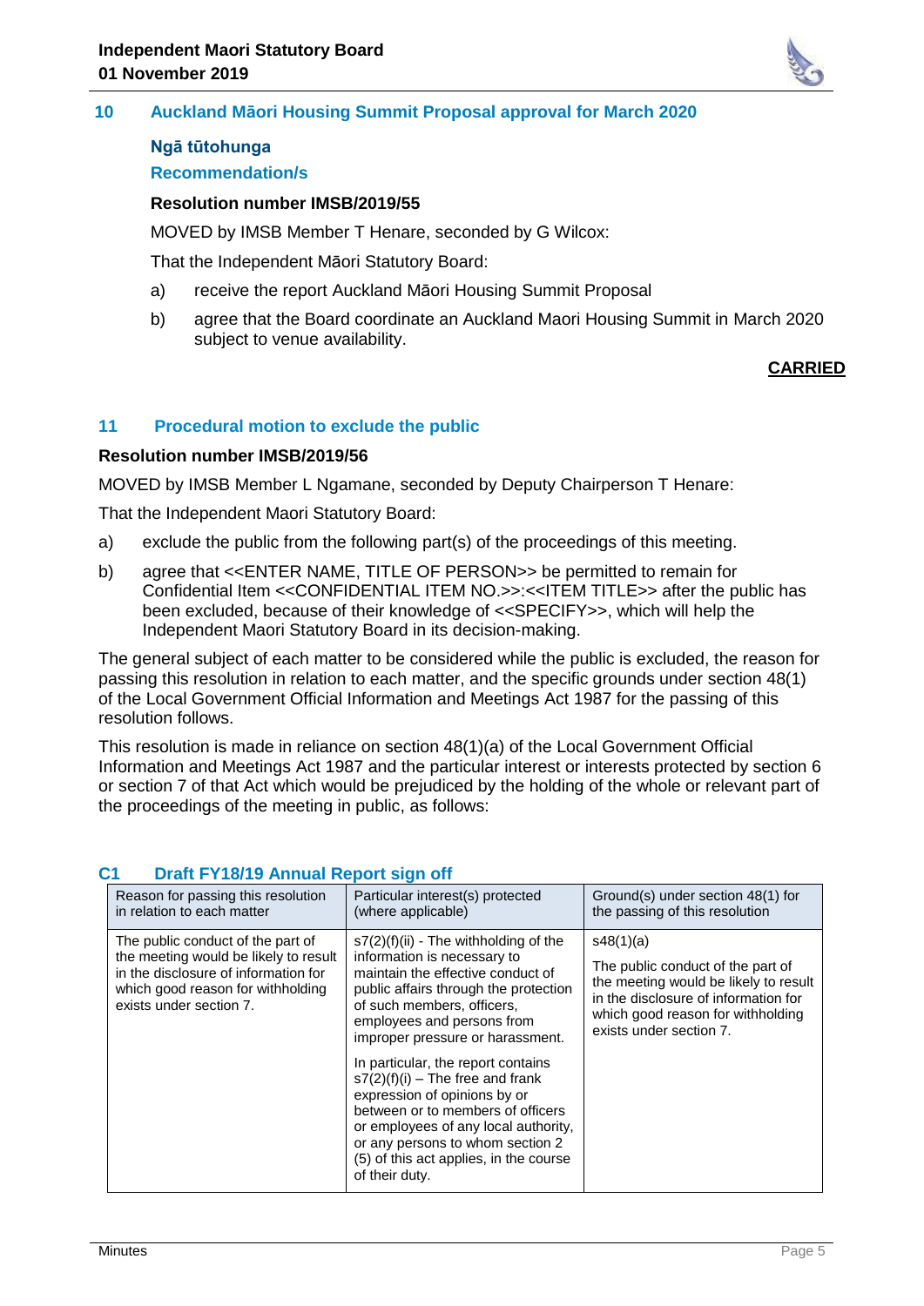## 10 Auckland Māori Housing Summit Proposal approval for March 2020

### Ngā tūtohunga

### Recommendation/s

**Resolution number IMSB/2019/55**

MOVED by IMSB Member T Henare, seconded by G Wilcox:

That the Independent Māori Statutory Board:

a) receive the report Auckland Māori Housing Summit Proposal

b) agree that the Board coordinate an Auckland Maori Housing Summit in March 2020 subject to venue availability.

**CARRIED**

## 11 Procedural motion to exclude the public

**Resolution number IMSB/2019/56**

MOVED by IMSB Member L Ngamane, seconded by Deputy Chairperson T Henare:

That the Independent Maori Statutory Board:

a) exclude the public from the following part(s) of the proceedings of this meeting.

b) agree that <<ENTER NAME, TITLE OF PERSON>> be permitted to remain for Confidential Item <<CONFIDENTIAL ITEM NO.>>:<<ITEM TITLE>> after the public has been excluded, because of their knowledge of <<SPECIFY>>, which will help the Independent Maori Statutory Board in its decision-making.

The general subject of each matter to be considered while the public is excluded, the reason for passing this resolution in relation to each matter, and the specific grounds under section 48(1) of the Local Government Official Information and Meetings Act 1987 for the passing of this resolution follows.

This resolution is made in reliance on section 48(1)(a) of the Local Government Official Information and Meetings Act 1987 and the particular interest or interests protected by section 6 or section 7 of that Act which would be prejudiced by the holding of the whole or relevant part of the proceedings of the meeting in public, as follows:

### C1 Draft FY18/19 Annual Report sign off

| Reason for passing this resolution in relation to each matter | Particular interest(s) protected (where applicable) | Ground(s) under section 48(1) for the passing of this resolution |
|---|---|---|
| The public conduct of the part of the meeting would be likely to result in the disclosure of information for which good reason for withholding exists under section 7. | s7(2)(f)(ii) - The withholding of the information is necessary to maintain the effective conduct of public affairs through the protection of such members, officers, employees and persons from improper pressure or harassment.<br><br>In particular, the report contains s7(2)(f)(i) – The free and frank expression of opinions by or between or to members of officers or employees of any local authority, or any persons to whom section 2 (5) of this act applies, in the course of their duty. | s48(1)(a)<br><br>The public conduct of the part of the meeting would be likely to result in the disclosure of information for which good reason for withholding exists under section 7. |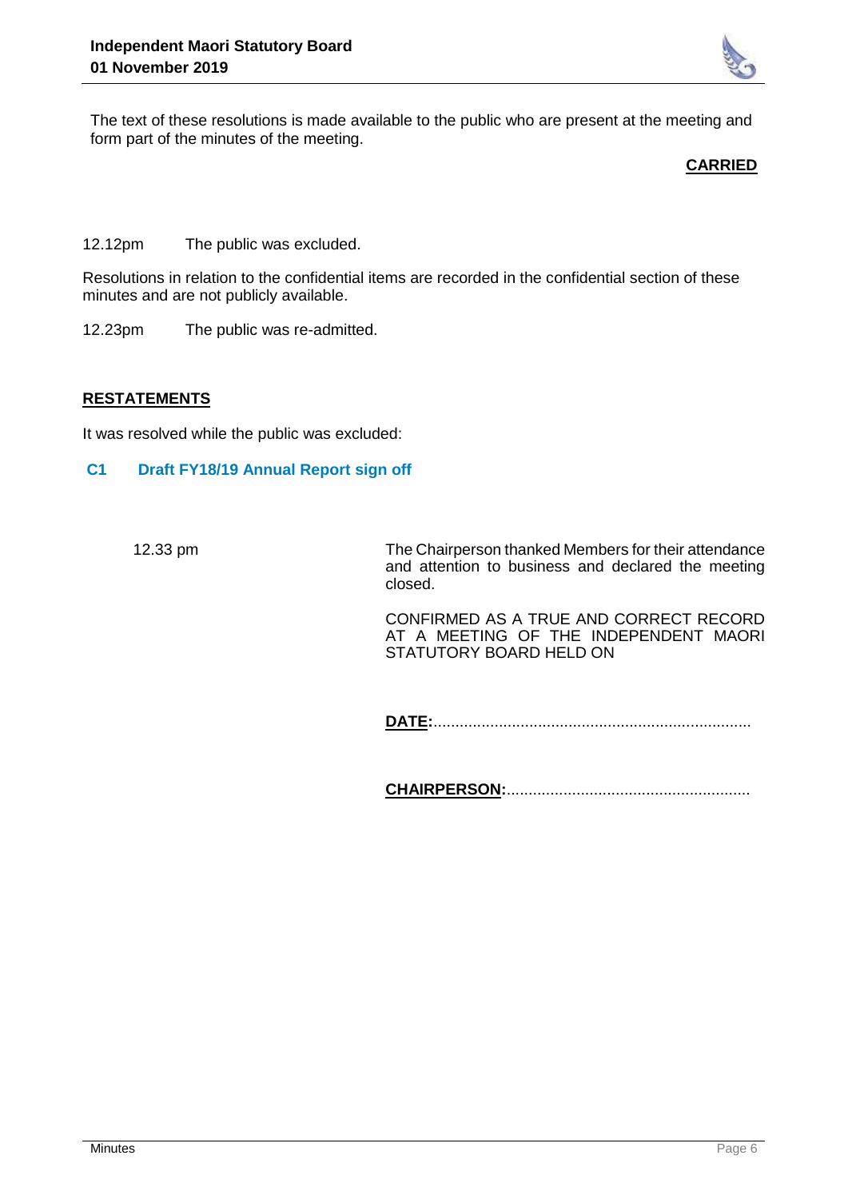The text of these resolutions is made available to the public who are present at the meeting and form part of the minutes of the meeting.

**CARRIED**

12.12pm The public was excluded.

Resolutions in relation to the confidential items are recorded in the confidential section of these minutes and are not publicly available.

12.23pm The public was re-admitted.

**RESTATEMENTS**

It was resolved while the public was excluded:

**C1 Draft FY18/19 Annual Report sign off**

12.33 pm The Chairperson thanked Members for their attendance and attention to business and declared the meeting closed.

CONFIRMED AS A TRUE AND CORRECT RECORD AT A MEETING OF THE INDEPENDENT MAORI STATUTORY BOARD HELD ON

**DATE:**.........................................................................

**CHAIRPERSON:**........................................................